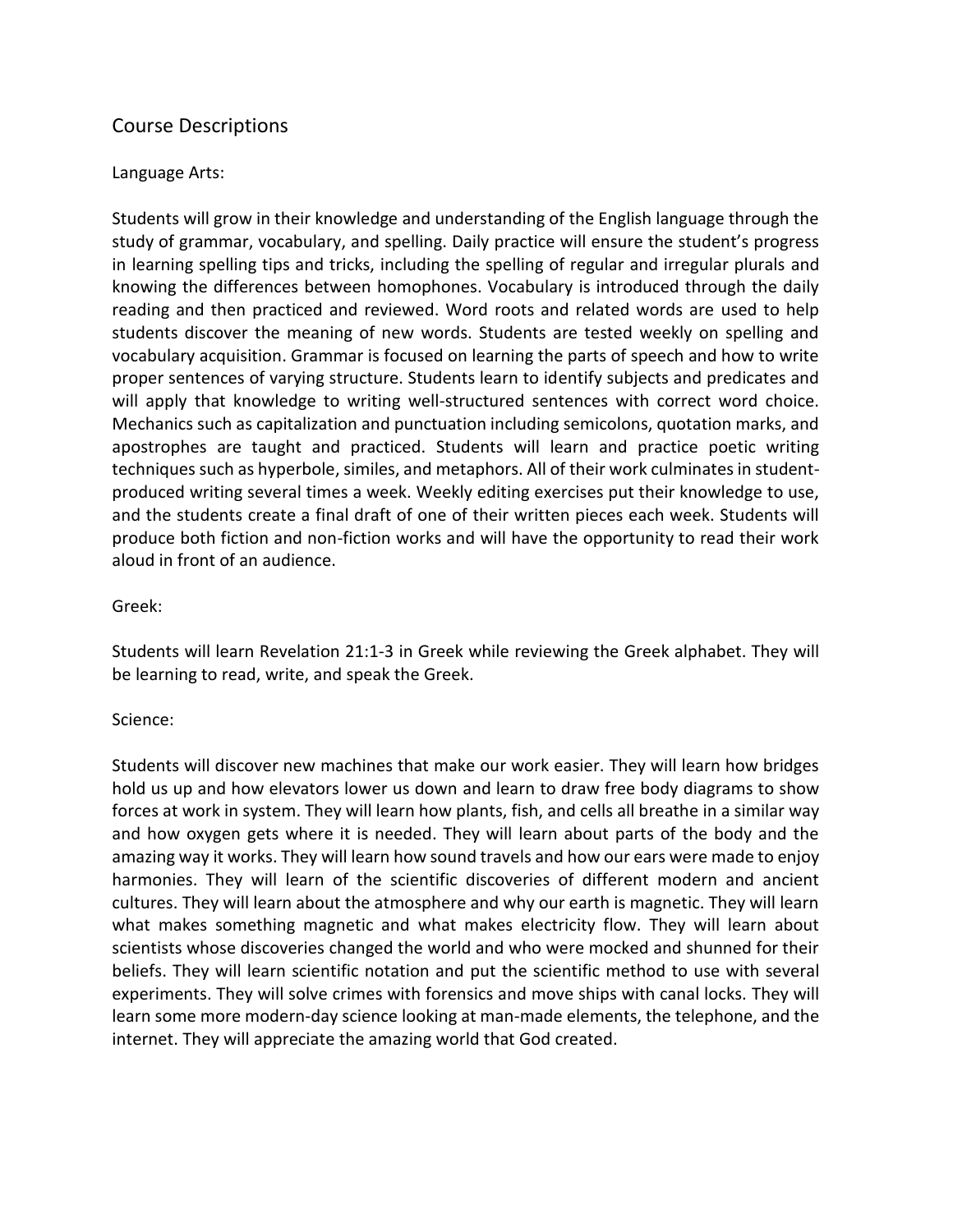# Course Descriptions

## Language Arts:

Students will grow in their knowledge and understanding of the English language through the study of grammar, vocabulary, and spelling. Daily practice will ensure the student's progress in learning spelling tips and tricks, including the spelling of regular and irregular plurals and knowing the differences between homophones. Vocabulary is introduced through the daily reading and then practiced and reviewed. Word roots and related words are used to help students discover the meaning of new words. Students are tested weekly on spelling and vocabulary acquisition. Grammar is focused on learning the parts of speech and how to write proper sentences of varying structure. Students learn to identify subjects and predicates and will apply that knowledge to writing well-structured sentences with correct word choice. Mechanics such as capitalization and punctuation including semicolons, quotation marks, and apostrophes are taught and practiced. Students will learn and practice poetic writing techniques such as hyperbole, similes, and metaphors. All of their work culminates in student-produced writing several times a week. Weekly editing exercises put their knowledge to use, and the students create a final draft of one of their written pieces each week. Students will produce both fiction and non-fiction works and will have the opportunity to read their work aloud in front of an audience.

## Greek:

Students will learn Revelation 21:1-3 in Greek while reviewing the Greek alphabet. They will be learning to read, write, and speak the Greek.

## Science:

Students will discover new machines that make our work easier. They will learn how bridges hold us up and how elevators lower us down and learn to draw free body diagrams to show forces at work in system. They will learn how plants, fish, and cells all breathe in a similar way and how oxygen gets where it is needed. They will learn about parts of the body and the amazing way it works. They will learn how sound travels and how our ears were made to enjoy harmonies. They will learn of the scientific discoveries of different modern and ancient cultures. They will learn about the atmosphere and why our earth is magnetic. They will learn what makes something magnetic and what makes electricity flow. They will learn about scientists whose discoveries changed the world and who were mocked and shunned for their beliefs. They will learn scientific notation and put the scientific method to use with several experiments. They will solve crimes with forensics and move ships with canal locks. They will learn some more modern-day science looking at man-made elements, the telephone, and the internet. They will appreciate the amazing world that God created.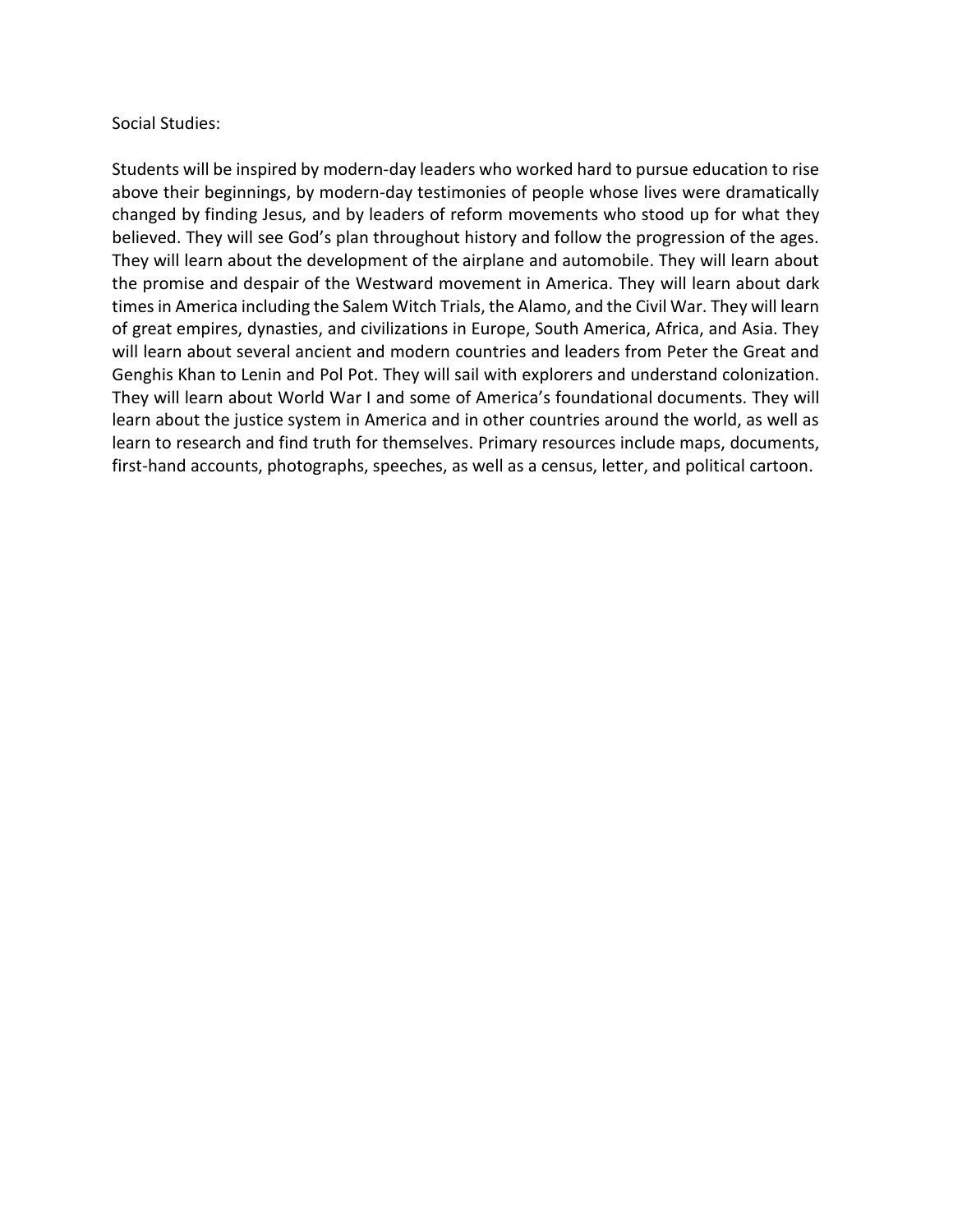Social Studies:

Students will be inspired by modern-day leaders who worked hard to pursue education to rise above their beginnings, by modern-day testimonies of people whose lives were dramatically changed by finding Jesus, and by leaders of reform movements who stood up for what they believed. They will see God's plan throughout history and follow the progression of the ages. They will learn about the development of the airplane and automobile. They will learn about the promise and despair of the Westward movement in America. They will learn about dark times in America including the Salem Witch Trials, the Alamo, and the Civil War. They will learn of great empires, dynasties, and civilizations in Europe, South America, Africa, and Asia. They will learn about several ancient and modern countries and leaders from Peter the Great and Genghis Khan to Lenin and Pol Pot. They will sail with explorers and understand colonization. They will learn about World War I and some of America's foundational documents. They will learn about the justice system in America and in other countries around the world, as well as learn to research and find truth for themselves. Primary resources include maps, documents, first-hand accounts, photographs, speeches, as well as a census, letter, and political cartoon.